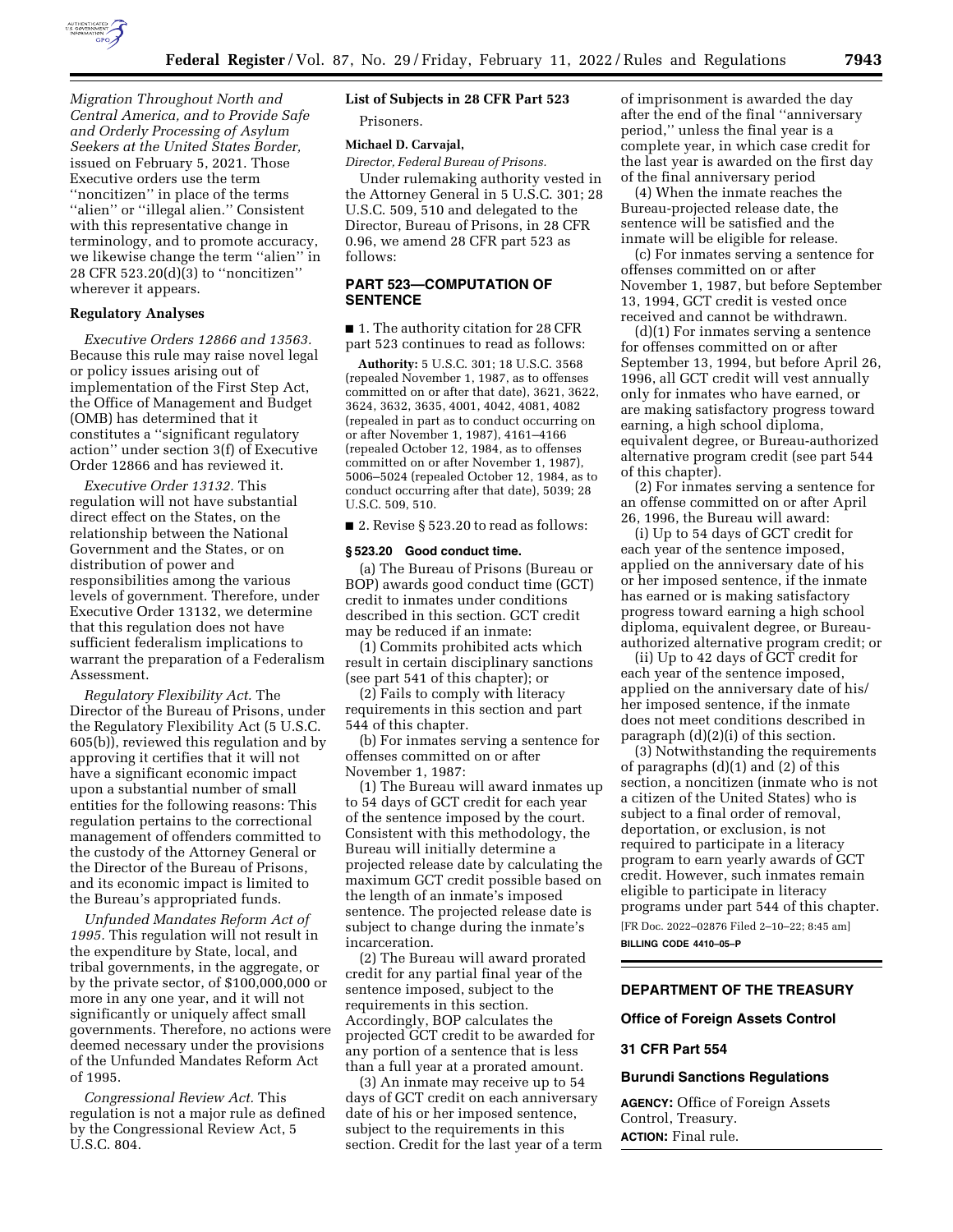*Migration Throughout North and Central America, and to Provide Safe and Orderly Processing of Asylum Seekers at the United States Border,* issued on February 5, 2021. Those Executive orders use the term ''noncitizen'' in place of the terms ''alien'' or ''illegal alien.'' Consistent with this representative change in terminology, and to promote accuracy, we likewise change the term ''alien'' in 28 CFR 523.20(d)(3) to ''noncitizen'' wherever it appears.

### Regulatory Analyses

*Executive Orders 12866 and 13563.* Because this rule may raise novel legal or policy issues arising out of implementation of the First Step Act, the Office of Management and Budget (OMB) has determined that it constitutes a ''significant regulatory action'' under section 3(f) of Executive Order 12866 and has reviewed it.

*Executive Order 13132.* This regulation will not have substantial direct effect on the States, on the relationship between the National Government and the States, or on distribution of power and responsibilities among the various levels of government. Therefore, under Executive Order 13132, we determine that this regulation does not have sufficient federalism implications to warrant the preparation of a Federalism Assessment.

*Regulatory Flexibility Act.* The Director of the Bureau of Prisons, under the Regulatory Flexibility Act (5 U.S.C. 605(b)), reviewed this regulation and by approving it certifies that it will not have a significant economic impact upon a substantial number of small entities for the following reasons: This regulation pertains to the correctional management of offenders committed to the custody of the Attorney General or the Director of the Bureau of Prisons, and its economic impact is limited to the Bureau's appropriated funds.

*Unfunded Mandates Reform Act of 1995.* This regulation will not result in the expenditure by State, local, and tribal governments, in the aggregate, or by the private sector, of $100,000,000 or more in any one year, and it will not significantly or uniquely affect small governments. Therefore, no actions were deemed necessary under the provisions of the Unfunded Mandates Reform Act of 1995.

*Congressional Review Act.* This regulation is not a major rule as defined by the Congressional Review Act, 5 U.S.C. 804.

### List of Subjects in 28 CFR Part 523

Prisoners.

**Michael D. Carvajal,**

*Director, Federal Bureau of Prisons.*

Under rulemaking authority vested in the Attorney General in 5 U.S.C. 301; 28 U.S.C. 509, 510 and delegated to the Director, Bureau of Prisons, in 28 CFR 0.96, we amend 28 CFR part 523 as follows:

## PART 523—COMPUTATION OF SENTENCE

■ 1. The authority citation for 28 CFR part 523 continues to read as follows:

**Authority:** 5 U.S.C. 301; 18 U.S.C. 3568 (repealed November 1, 1987, as to offenses committed on or after that date), 3621, 3622, 3624, 3632, 3635, 4001, 4042, 4081, 4082 (repealed in part as to conduct occurring on or after November 1, 1987), 4161–4166 (repealed October 12, 1984, as to offenses committed on or after November 1, 1987), 5006–5024 (repealed October 12, 1984, as to conduct occurring after that date), 5039; 28 U.S.C. 509, 510.

■ 2. Revise § 523.20 to read as follows:

### § 523.20 Good conduct time.

(a) The Bureau of Prisons (Bureau or BOP) awards good conduct time (GCT) credit to inmates under conditions described in this section. GCT credit may be reduced if an inmate:

(1) Commits prohibited acts which result in certain disciplinary sanctions (see part 541 of this chapter); or

(2) Fails to comply with literacy requirements in this section and part 544 of this chapter.

(b) For inmates serving a sentence for offenses committed on or after November 1, 1987:

(1) The Bureau will award inmates up to 54 days of GCT credit for each year of the sentence imposed by the court. Consistent with this methodology, the Bureau will initially determine a projected release date by calculating the maximum GCT credit possible based on the length of an inmate's imposed sentence. The projected release date is subject to change during the inmate's incarceration.

(2) The Bureau will award prorated credit for any partial final year of the sentence imposed, subject to the requirements in this section. Accordingly, BOP calculates the projected GCT credit to be awarded for any portion of a sentence that is less than a full year at a prorated amount.

(3) An inmate may receive up to 54 days of GCT credit on each anniversary date of his or her imposed sentence, subject to the requirements in this section. Credit for the last year of a term of imprisonment is awarded the day after the end of the final ''anniversary period,'' unless the final year is a complete year, in which case credit for the last year is awarded on the first day of the final anniversary period

(4) When the inmate reaches the Bureau-projected release date, the sentence will be satisfied and the inmate will be eligible for release.

(c) For inmates serving a sentence for offenses committed on or after November 1, 1987, but before September 13, 1994, GCT credit is vested once received and cannot be withdrawn.

(d)(1) For inmates serving a sentence for offenses committed on or after September 13, 1994, but before April 26, 1996, all GCT credit will vest annually only for inmates who have earned, or are making satisfactory progress toward earning, a high school diploma, equivalent degree, or Bureau-authorized alternative program credit (see part 544 of this chapter).

(2) For inmates serving a sentence for an offense committed on or after April 26, 1996, the Bureau will award:

(i) Up to 54 days of GCT credit for each year of the sentence imposed, applied on the anniversary date of his or her imposed sentence, if the inmate has earned or is making satisfactory progress toward earning a high school diploma, equivalent degree, or Bureau-authorized alternative program credit; or

(ii) Up to 42 days of GCT credit for each year of the sentence imposed, applied on the anniversary date of his/her imposed sentence, if the inmate does not meet conditions described in paragraph (d)(2)(i) of this section.

(3) Notwithstanding the requirements of paragraphs (d)(1) and (2) of this section, a noncitizen (inmate who is not a citizen of the United States) who is subject to a final order of removal, deportation, or exclusion, is not required to participate in a literacy program to earn yearly awards of GCT credit. However, such inmates remain eligible to participate in literacy programs under part 544 of this chapter.

[FR Doc. 2022–02876 Filed 2–10–22; 8:45 am]

**BILLING CODE 4410–05–P**

---

## DEPARTMENT OF THE TREASURY

### Office of Foreign Assets Control

### 31 CFR Part 554

### Burundi Sanctions Regulations

**AGENCY:** Office of Foreign Assets Control, Treasury.

**ACTION:** Final rule.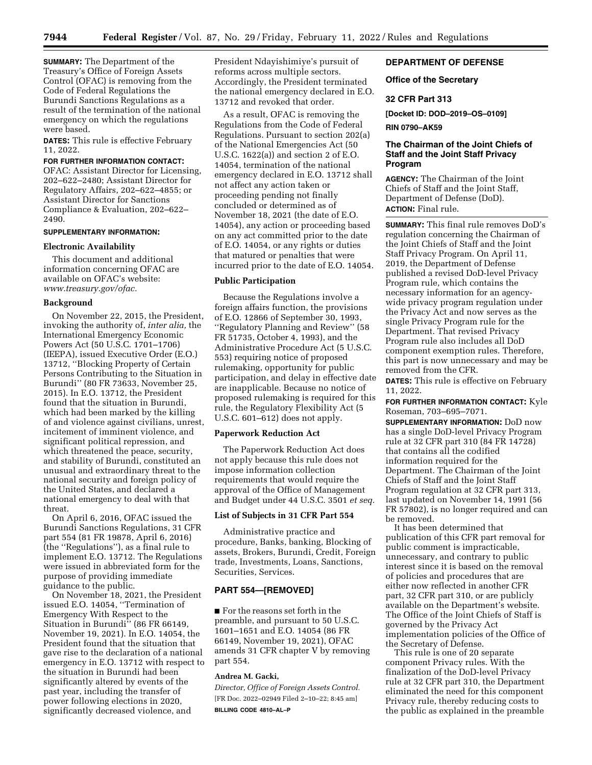**SUMMARY:** The Department of the Treasury's Office of Foreign Assets Control (OFAC) is removing from the Code of Federal Regulations the Burundi Sanctions Regulations as a result of the termination of the national emergency on which the regulations were based.

**DATES:** This rule is effective February 11, 2022.

**FOR FURTHER INFORMATION CONTACT:** OFAC: Assistant Director for Licensing, 202–622–2480; Assistant Director for Regulatory Affairs, 202–622–4855; or Assistant Director for Sanctions Compliance & Evaluation, 202–622–2490.

**SUPPLEMENTARY INFORMATION:**

**Electronic Availability**

This document and additional information concerning OFAC are available on OFAC's website: *www.treasury.gov/ofac.*

**Background**

On November 22, 2015, the President, invoking the authority of, *inter alia,* the International Emergency Economic Powers Act (50 U.S.C. 1701–1706) (IEEPA), issued Executive Order (E.O.) 13712, ''Blocking Property of Certain Persons Contributing to the Situation in Burundi'' (80 FR 73633, November 25, 2015). In E.O. 13712, the President found that the situation in Burundi, which had been marked by the killing of and violence against civilians, unrest, incitement of imminent violence, and significant political repression, and which threatened the peace, security, and stability of Burundi, constituted an unusual and extraordinary threat to the national security and foreign policy of the United States, and declared a national emergency to deal with that threat.

On April 6, 2016, OFAC issued the Burundi Sanctions Regulations, 31 CFR part 554 (81 FR 19878, April 6, 2016) (the ''Regulations''), as a final rule to implement E.O. 13712. The Regulations were issued in abbreviated form for the purpose of providing immediate guidance to the public.

On November 18, 2021, the President issued E.O. 14054, ''Termination of Emergency With Respect to the Situation in Burundi'' (86 FR 66149, November 19, 2021). In E.O. 14054, the President found that the situation that gave rise to the declaration of a national emergency in E.O. 13712 with respect to the situation in Burundi had been significantly altered by events of the past year, including the transfer of power following elections in 2020, significantly decreased violence, and President Ndayishimiye's pursuit of reforms across multiple sectors. Accordingly, the President terminated the national emergency declared in E.O. 13712 and revoked that order.

As a result, OFAC is removing the Regulations from the Code of Federal Regulations. Pursuant to section 202(a) of the National Emergencies Act (50 U.S.C. 1622(a)) and section 2 of E.O. 14054, termination of the national emergency declared in E.O. 13712 shall not affect any action taken or proceeding pending not finally concluded or determined as of November 18, 2021 (the date of E.O. 14054), any action or proceeding based on any act committed prior to the date of E.O. 14054, or any rights or duties that matured or penalties that were incurred prior to the date of E.O. 14054.

**Public Participation**

Because the Regulations involve a foreign affairs function, the provisions of E.O. 12866 of September 30, 1993, ''Regulatory Planning and Review'' (58 FR 51735, October 4, 1993), and the Administrative Procedure Act (5 U.S.C. 553) requiring notice of proposed rulemaking, opportunity for public participation, and delay in effective date are inapplicable. Because no notice of proposed rulemaking is required for this rule, the Regulatory Flexibility Act (5 U.S.C. 601–612) does not apply.

**Paperwork Reduction Act**

The Paperwork Reduction Act does not apply because this rule does not impose information collection requirements that would require the approval of the Office of Management and Budget under 44 U.S.C. 3501 *et seq.*

**List of Subjects in 31 CFR Part 554**

Administrative practice and procedure, Banks, banking, Blocking of assets, Brokers, Burundi, Credit, Foreign trade, Investments, Loans, Sanctions, Securities, Services.

**PART 554—[REMOVED]**

■ For the reasons set forth in the preamble, and pursuant to 50 U.S.C. 1601–1651 and E.O. 14054 (86 FR 66149, November 19, 2021), OFAC amends 31 CFR chapter V by removing part 554.

**Andrea M. Gacki,**

*Director, Office of Foreign Assets Control.*

[FR Doc. 2022–02949 Filed 2–10–22; 8:45 am]

**BILLING CODE 4810–AL–P**

## DEPARTMENT OF DEFENSE

### Office of the Secretary

### 32 CFR Part 313

**[Docket ID: DOD–2019–OS–0109]**

**RIN 0790–AK59**

## The Chairman of the Joint Chiefs of Staff and the Joint Staff Privacy Program

**AGENCY:** The Chairman of the Joint Chiefs of Staff and the Joint Staff, Department of Defense (DoD).

**ACTION:** Final rule.

**SUMMARY:** This final rule removes DoD's regulation concerning the Chairman of the Joint Chiefs of Staff and the Joint Staff Privacy Program. On April 11, 2019, the Department of Defense published a revised DoD-level Privacy Program rule, which contains the necessary information for an agency-wide privacy program regulation under the Privacy Act and now serves as the single Privacy Program rule for the Department. That revised Privacy Program rule also includes all DoD component exemption rules. Therefore, this part is now unnecessary and may be removed from the CFR.

**DATES:** This rule is effective on February 11, 2022.

**FOR FURTHER INFORMATION CONTACT:** Kyle Roseman, 703–695–7071.

**SUPPLEMENTARY INFORMATION:** DoD now has a single DoD-level Privacy Program rule at 32 CFR part 310 (84 FR 14728) that contains all the codified information required for the Department. The Chairman of the Joint Chiefs of Staff and the Joint Staff Program regulation at 32 CFR part 313, last updated on November 14, 1991 (56 FR 57802), is no longer required and can be removed.

It has been determined that publication of this CFR part removal for public comment is impracticable, unnecessary, and contrary to public interest since it is based on the removal of policies and procedures that are either now reflected in another CFR part, 32 CFR part 310, or are publicly available on the Department's website. The Office of the Joint Chiefs of Staff is governed by the Privacy Act implementation policies of the Office of the Secretary of Defense.

This rule is one of 20 separate component Privacy rules. With the finalization of the DoD-level Privacy rule at 32 CFR part 310, the Department eliminated the need for this component Privacy rule, thereby reducing costs to the public as explained in the preamble